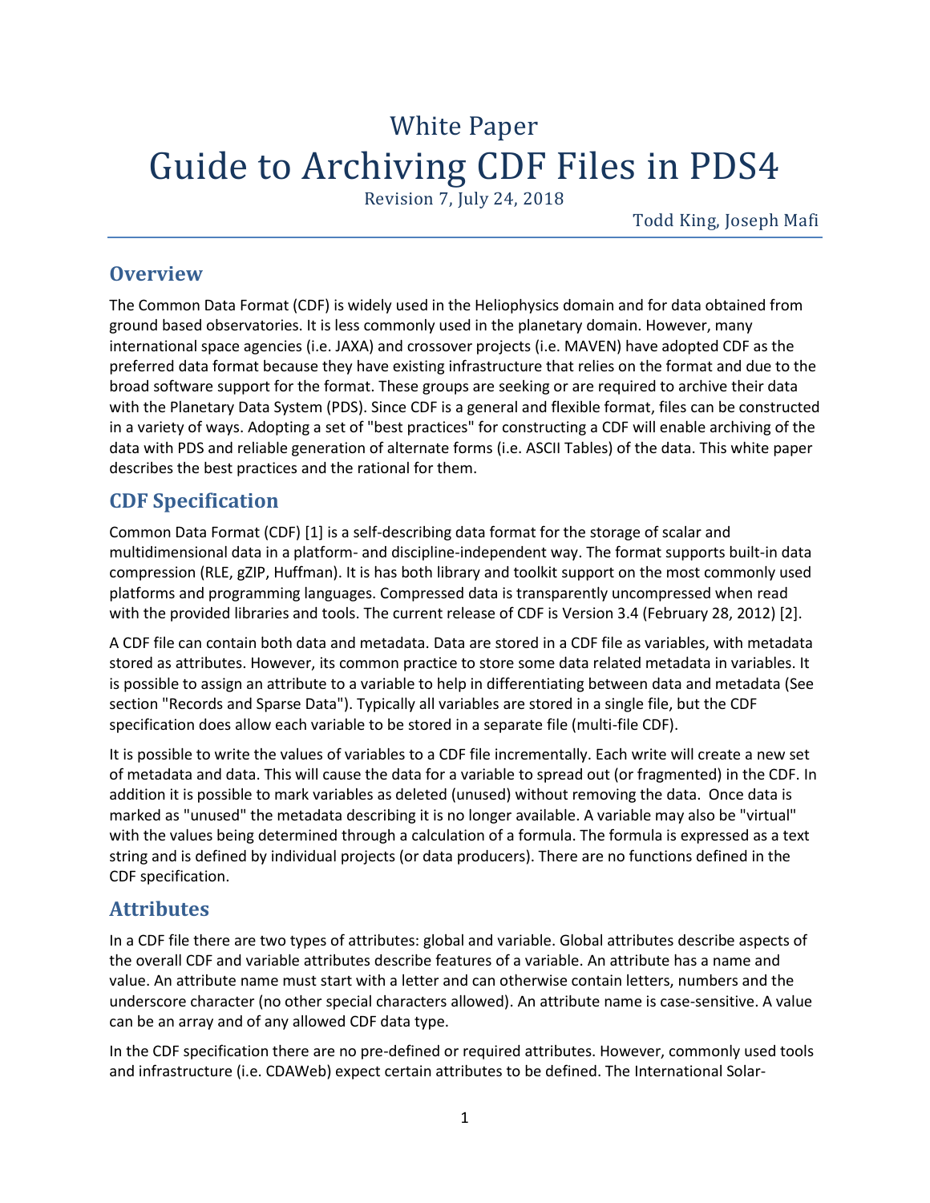White Paper

# Guide to Archiving CDF Files in PDS4

Revision 7, July 24, 2018

Todd King, Joseph Mafi

## Overview

The Common Data Format (CDF) is widely used in the Heliophysics domain and for data obtained from ground based observatories. It is less commonly used in the planetary domain. However, many international space agencies (i.e. JAXA) and crossover projects (i.e. MAVEN) have adopted CDF as the preferred data format because they have existing infrastructure that relies on the format and due to the broad software support for the format. These groups are seeking or are required to archive their data with the Planetary Data System (PDS). Since CDF is a general and flexible format, files can be constructed in a variety of ways. Adopting a set of "best practices" for constructing a CDF will enable archiving of the data with PDS and reliable generation of alternate forms (i.e. ASCII Tables) of the data. This white paper describes the best practices and the rational for them.

## CDF Specification

Common Data Format (CDF) [1] is a self-describing data format for the storage of scalar and multidimensional data in a platform- and discipline-independent way. The format supports built-in data compression (RLE, gZIP, Huffman). It is has both library and toolkit support on the most commonly used platforms and programming languages. Compressed data is transparently uncompressed when read with the provided libraries and tools. The current release of CDF is Version 3.4 (February 28, 2012) [2].

A CDF file can contain both data and metadata. Data are stored in a CDF file as variables, with metadata stored as attributes. However, its common practice to store some data related metadata in variables. It is possible to assign an attribute to a variable to help in differentiating between data and metadata (See section "Records and Sparse Data"). Typically all variables are stored in a single file, but the CDF specification does allow each variable to be stored in a separate file (multi-file CDF).

It is possible to write the values of variables to a CDF file incrementally. Each write will create a new set of metadata and data. This will cause the data for a variable to spread out (or fragmented) in the CDF. In addition it is possible to mark variables as deleted (unused) without removing the data. Once data is marked as "unused" the metadata describing it is no longer available. A variable may also be "virtual" with the values being determined through a calculation of a formula. The formula is expressed as a text string and is defined by individual projects (or data producers). There are no functions defined in the CDF specification.

## Attributes

In a CDF file there are two types of attributes: global and variable. Global attributes describe aspects of the overall CDF and variable attributes describe features of a variable. An attribute has a name and value. An attribute name must start with a letter and can otherwise contain letters, numbers and the underscore character (no other special characters allowed). An attribute name is case-sensitive. A value can be an array and of any allowed CDF data type.

In the CDF specification there are no pre-defined or required attributes. However, commonly used tools and infrastructure (i.e. CDAWeb) expect certain attributes to be defined. The International Solar-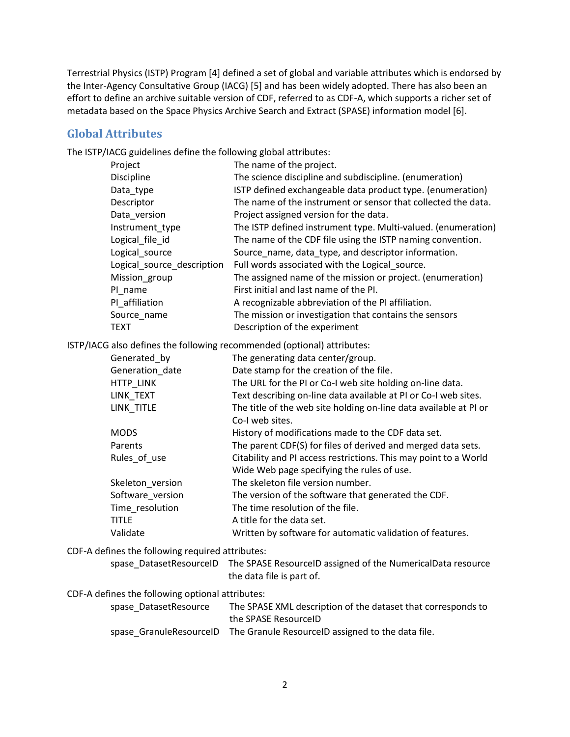Terrestrial Physics (ISTP) Program [4] defined a set of global and variable attributes which is endorsed by the Inter-Agency Consultative Group (IACG) [5] and has been widely adopted. There has also been an effort to define an archive suitable version of CDF, referred to as CDF-A, which supports a richer set of metadata based on the Space Physics Archive Search and Extract (SPASE) information model [6].

## Global Attributes

The ISTP/IACG guidelines define the following global attributes:

| | |
|---|---|
| Project | The name of the project. |
| Discipline | The science discipline and subdiscipline. (enumeration) |
| Data_type | ISTP defined exchangeable data product type. (enumeration) |
| Descriptor | The name of the instrument or sensor that collected the data. |
| Data_version | Project assigned version for the data. |
| Instrument_type | The ISTP defined instrument type. Multi-valued. (enumeration) |
| Logical_file_id | The name of the CDF file using the ISTP naming convention. |
| Logical_source | Source_name, data_type, and descriptor information. |
| Logical_source_description | Full words associated with the Logical_source. |
| Mission_group | The assigned name of the mission or project. (enumeration) |
| PI_name | First initial and last name of the PI. |
| PI_affiliation | A recognizable abbreviation of the PI affiliation. |
| Source_name | The mission or investigation that contains the sensors |
| TEXT | Description of the experiment |

ISTP/IACG also defines the following recommended (optional) attributes:

| | |
|---|---|
| Generated_by | The generating data center/group. |
| Generation_date | Date stamp for the creation of the file. |
| HTTP_LINK | The URL for the PI or Co-I web site holding on-line data. |
| LINK_TEXT | Text describing on-line data available at PI or Co-I web sites. |
| LINK_TITLE | The title of the web site holding on-line data available at PI or Co-I web sites. |
| MODS | History of modifications made to the CDF data set. |
| Parents | The parent CDF(S) for files of derived and merged data sets. |
| Rules_of_use | Citability and PI access restrictions. This may point to a World Wide Web page specifying the rules of use. |
| Skeleton_version | The skeleton file version number. |
| Software_version | The version of the software that generated the CDF. |
| Time_resolution | The time resolution of the file. |
| TITLE | A title for the data set. |
| Validate | Written by software for automatic validation of features. |

CDF-A defines the following required attributes:

| | |
|---|---|
| spase_DatasetResourceID | The SPASE ResourceID assigned of the NumericalData resource the data file is part of. |

CDF-A defines the following optional attributes:

| | |
|---|---|
| spase_DatasetResource | The SPASE XML description of the dataset that corresponds to the SPASE ResourceID |
| spase_GranuleResourceID | The Granule ResourceID assigned to the data file. |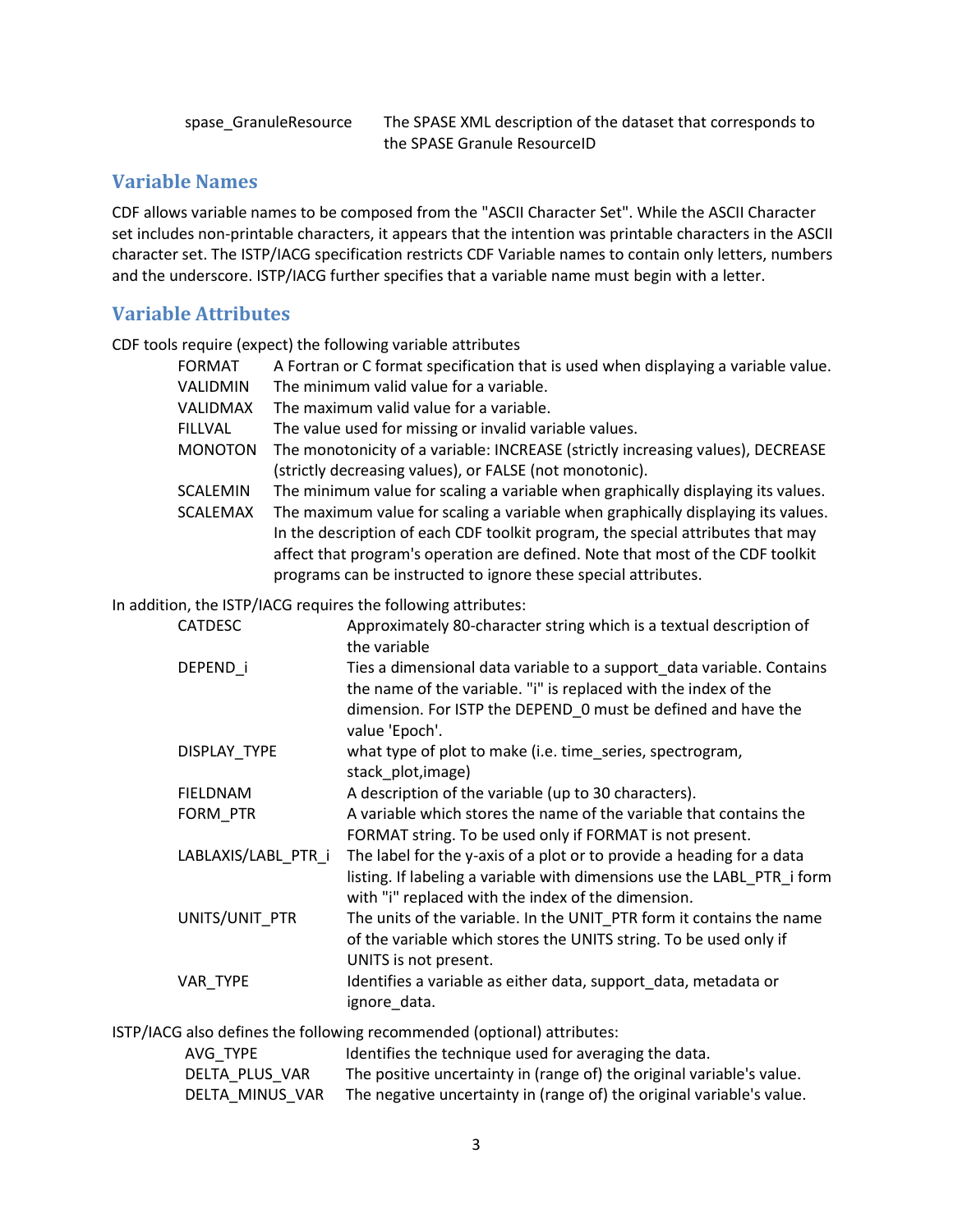| | |
|---|---|
| spase_GranuleResource | The SPASE XML description of the dataset that corresponds to the SPASE Granule ResourceID |

## Variable Names

CDF allows variable names to be composed from the "ASCII Character Set". While the ASCII Character set includes non-printable characters, it appears that the intention was printable characters in the ASCII character set. The ISTP/IACG specification restricts CDF Variable names to contain only letters, numbers and the underscore. ISTP/IACG further specifies that a variable name must begin with a letter.

## Variable Attributes

CDF tools require (expect) the following variable attributes

| | |
|---|---|
| FORMAT | A Fortran or C format specification that is used when displaying a variable value. |
| VALIDMIN | The minimum valid value for a variable. |
| VALIDMAX | The maximum valid value for a variable. |
| FILLVAL | The value used for missing or invalid variable values. |
| MONOTON | The monotonicity of a variable: INCREASE (strictly increasing values), DECREASE (strictly decreasing values), or FALSE (not monotonic). |
| SCALEMIN | The minimum value for scaling a variable when graphically displaying its values. |
| SCALEMAX | The maximum value for scaling a variable when graphically displaying its values. In the description of each CDF toolkit program, the special attributes that may affect that program's operation are defined. Note that most of the CDF toolkit programs can be instructed to ignore these special attributes. |

In addition, the ISTP/IACG requires the following attributes:

| | |
|---|---|
| CATDESC | Approximately 80-character string which is a textual description of the variable |
| DEPEND_i | Ties a dimensional data variable to a support_data variable. Contains the name of the variable. "i" is replaced with the index of the dimension. For ISTP the DEPEND_0 must be defined and have the value 'Epoch'. |
| DISPLAY_TYPE | what type of plot to make (i.e. time_series, spectrogram, stack_plot,image) |
| FIELDNAM | A description of the variable (up to 30 characters). |
| FORM_PTR | A variable which stores the name of the variable that contains the FORMAT string. To be used only if FORMAT is not present. |
| LABLAXIS/LABL_PTR_i | The label for the y-axis of a plot or to provide a heading for a data listing. If labeling a variable with dimensions use the LABL_PTR_i form with "i" replaced with the index of the dimension. |
| UNITS/UNIT_PTR | The units of the variable. In the UNIT_PTR form it contains the name of the variable which stores the UNITS string. To be used only if UNITS is not present. |
| VAR_TYPE | Identifies a variable as either data, support_data, metadata or ignore_data. |

ISTP/IACG also defines the following recommended (optional) attributes:

| | |
|---|---|
| AVG_TYPE | Identifies the technique used for averaging the data. |
| DELTA_PLUS_VAR | The positive uncertainty in (range of) the original variable's value. |
| DELTA_MINUS_VAR | The negative uncertainty in (range of) the original variable's value. |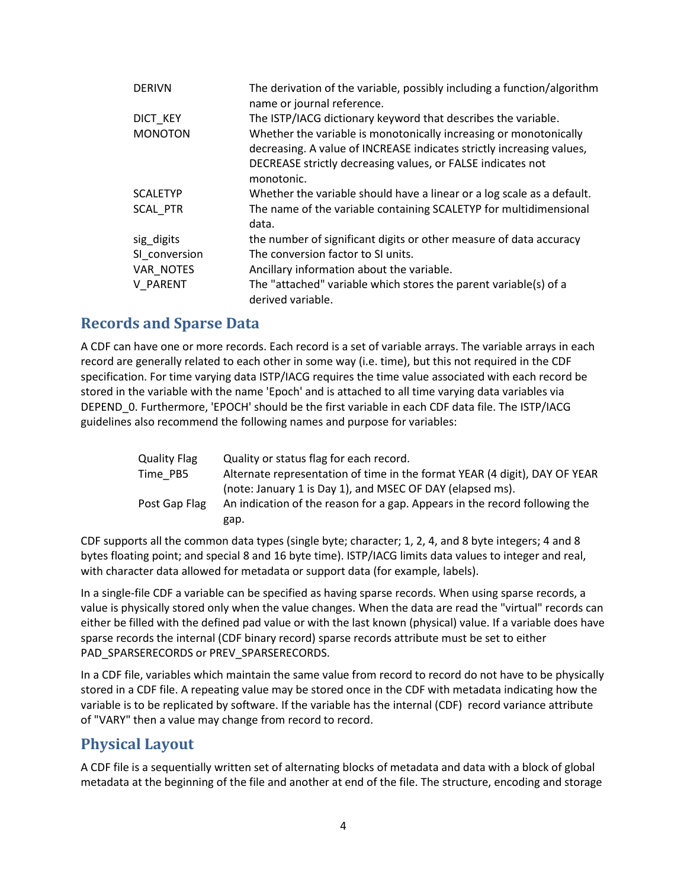| | |
|---|---|
| DERIVN | The derivation of the variable, possibly including a function/algorithm name or journal reference. |
| DICT_KEY | The ISTP/IACG dictionary keyword that describes the variable. |
| MONOTON | Whether the variable is monotonically increasing or monotonically decreasing. A value of INCREASE indicates strictly increasing values, DECREASE strictly decreasing values, or FALSE indicates not monotonic. |
| SCALETYP | Whether the variable should have a linear or a log scale as a default. |
| SCAL_PTR | The name of the variable containing SCALETYP for multidimensional data. |
| sig_digits | the number of significant digits or other measure of data accuracy |
| SI_conversion | The conversion factor to SI units. |
| VAR_NOTES | Ancillary information about the variable. |
| V_PARENT | The "attached" variable which stores the parent variable(s) of a derived variable. |

## Records and Sparse Data

A CDF can have one or more records. Each record is a set of variable arrays. The variable arrays in each record are generally related to each other in some way (i.e. time), but this not required in the CDF specification. For time varying data ISTP/IACG requires the time value associated with each record be stored in the variable with the name 'Epoch' and is attached to all time varying data variables via DEPEND_0. Furthermore, 'EPOCH' should be the first variable in each CDF data file. The ISTP/IACG guidelines also recommend the following names and purpose for variables:

| | |
|---|---|
| Quality Flag | Quality or status flag for each record. |
| Time_PB5 | Alternate representation of time in the format YEAR (4 digit), DAY OF YEAR (note: January 1 is Day 1), and MSEC OF DAY (elapsed ms). |
| Post Gap Flag | An indication of the reason for a gap. Appears in the record following the gap. |

CDF supports all the common data types (single byte; character; 1, 2, 4, and 8 byte integers; 4 and 8 bytes floating point; and special 8 and 16 byte time). ISTP/IACG limits data values to integer and real, with character data allowed for metadata or support data (for example, labels).

In a single-file CDF a variable can be specified as having sparse records. When using sparse records, a value is physically stored only when the value changes. When the data are read the "virtual" records can either be filled with the defined pad value or with the last known (physical) value. If a variable does have sparse records the internal (CDF binary record) sparse records attribute must be set to either PAD_SPARSERECORDS or PREV_SPARSERECORDS.

In a CDF file, variables which maintain the same value from record to record do not have to be physically stored in a CDF file. A repeating value may be stored once in the CDF with metadata indicating how the variable is to be replicated by software. If the variable has the internal (CDF) record variance attribute of "VARY" then a value may change from record to record.

## Physical Layout

A CDF file is a sequentially written set of alternating blocks of metadata and data with a block of global metadata at the beginning of the file and another at end of the file. The structure, encoding and storage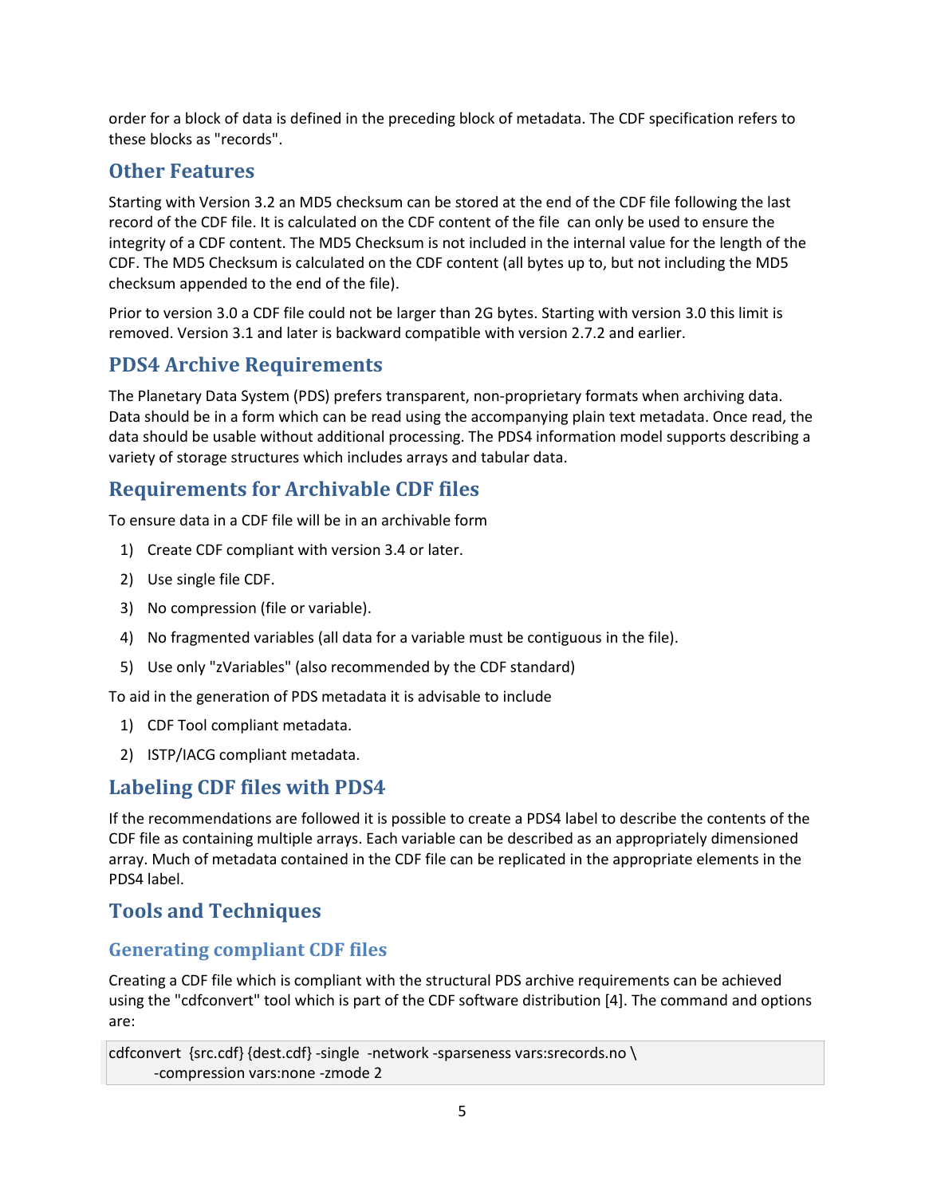order for a block of data is defined in the preceding block of metadata. The CDF specification refers to these blocks as "records".

## Other Features

Starting with Version 3.2 an MD5 checksum can be stored at the end of the CDF file following the last record of the CDF file. It is calculated on the CDF content of the file can only be used to ensure the integrity of a CDF content. The MD5 Checksum is not included in the internal value for the length of the CDF. The MD5 Checksum is calculated on the CDF content (all bytes up to, but not including the MD5 checksum appended to the end of the file).

Prior to version 3.0 a CDF file could not be larger than 2G bytes. Starting with version 3.0 this limit is removed. Version 3.1 and later is backward compatible with version 2.7.2 and earlier.

## PDS4 Archive Requirements

The Planetary Data System (PDS) prefers transparent, non-proprietary formats when archiving data. Data should be in a form which can be read using the accompanying plain text metadata. Once read, the data should be usable without additional processing. The PDS4 information model supports describing a variety of storage structures which includes arrays and tabular data.

## Requirements for Archivable CDF files

To ensure data in a CDF file will be in an archivable form

1) Create CDF compliant with version 3.4 or later.
2) Use single file CDF.
3) No compression (file or variable).
4) No fragmented variables (all data for a variable must be contiguous in the file).
5) Use only "zVariables" (also recommended by the CDF standard)

To aid in the generation of PDS metadata it is advisable to include

1) CDF Tool compliant metadata.
2) ISTP/IACG compliant metadata.

## Labeling CDF files with PDS4

If the recommendations are followed it is possible to create a PDS4 label to describe the contents of the CDF file as containing multiple arrays. Each variable can be described as an appropriately dimensioned array. Much of metadata contained in the CDF file can be replicated in the appropriate elements in the PDS4 label.

## Tools and Techniques

### Generating compliant CDF files

Creating a CDF file which is compliant with the structural PDS archive requirements can be achieved using the "cdfconvert" tool which is part of the CDF software distribution [4]. The command and options are:

```
cdfconvert  {src.cdf} {dest.cdf} -single  -network -sparseness vars:srecords.no \
        -compression vars:none -zmode 2
```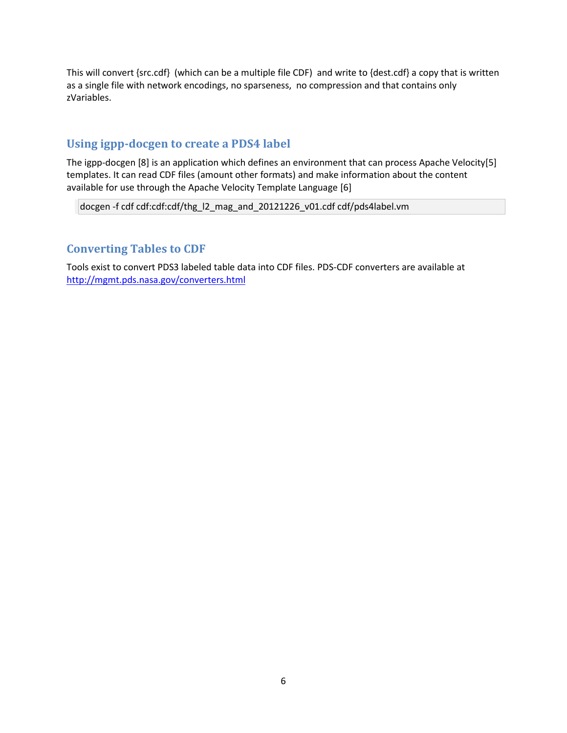This will convert {src.cdf} (which can be a multiple file CDF) and write to {dest.cdf} a copy that is written as a single file with network encodings, no sparseness, no compression and that contains only zVariables.

## Using igpp-docgen to create a PDS4 label

The igpp-docgen [8] is an application which defines an environment that can process Apache Velocity[5] templates. It can read CDF files (amount other formats) and make information about the content available for use through the Apache Velocity Template Language [6]

```
docgen -f cdf cdf:cdf:cdf/thg_l2_mag_and_20121226_v01.cdf cdf/pds4label.vm
```

## Converting Tables to CDF

Tools exist to convert PDS3 labeled table data into CDF files. PDS-CDF converters are available at [http://mgmt.pds.nasa.gov/converters.html](http://mgmt.pds.nasa.gov/converters.html)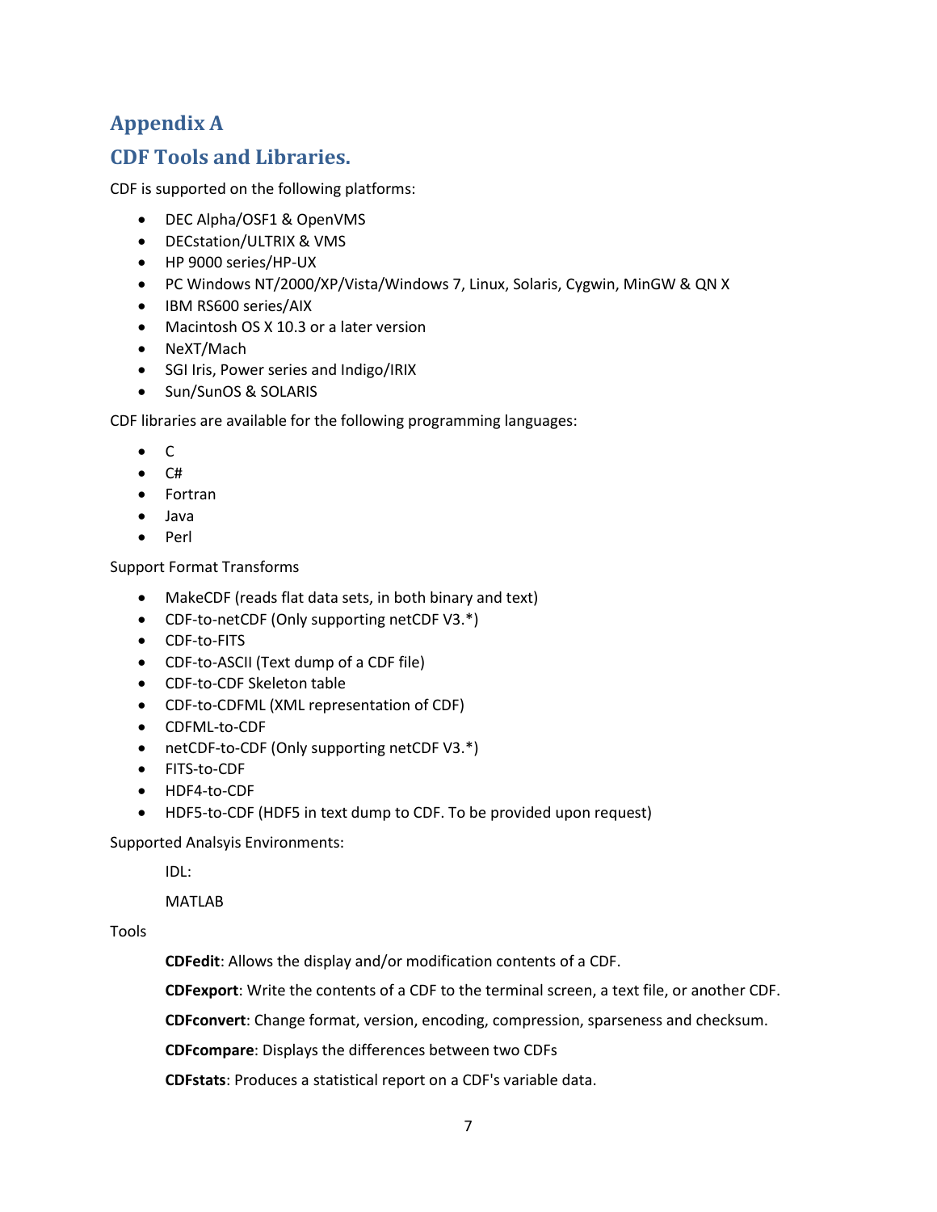# Appendix A

## CDF Tools and Libraries.

CDF is supported on the following platforms:

- DEC Alpha/OSF1 & OpenVMS
- DECstation/ULTRIX & VMS
- HP 9000 series/HP-UX
- PC Windows NT/2000/XP/Vista/Windows 7, Linux, Solaris, Cygwin, MinGW & QN X
- IBM RS600 series/AIX
- Macintosh OS X 10.3 or a later version
- NeXT/Mach
- SGI Iris, Power series and Indigo/IRIX
- Sun/SunOS & SOLARIS

CDF libraries are available for the following programming languages:

- C
- C#
- Fortran
- Java
- Perl

Support Format Transforms

- MakeCDF (reads flat data sets, in both binary and text)
- CDF-to-netCDF (Only supporting netCDF V3.*)
- CDF-to-FITS
- CDF-to-ASCII (Text dump of a CDF file)
- CDF-to-CDF Skeleton table
- CDF-to-CDFML (XML representation of CDF)
- CDFML-to-CDF
- netCDF-to-CDF (Only supporting netCDF V3.*)
- FITS-to-CDF
- HDF4-to-CDF
- HDF5-to-CDF (HDF5 in text dump to CDF. To be provided upon request)

Supported Analsyis Environments:

IDL:

MATLAB

Tools

**CDFedit**: Allows the display and/or modification contents of a CDF.

**CDFexport**: Write the contents of a CDF to the terminal screen, a text file, or another CDF.

**CDFconvert**: Change format, version, encoding, compression, sparseness and checksum.

**CDFcompare**: Displays the differences between two CDFs

**CDFstats**: Produces a statistical report on a CDF's variable data.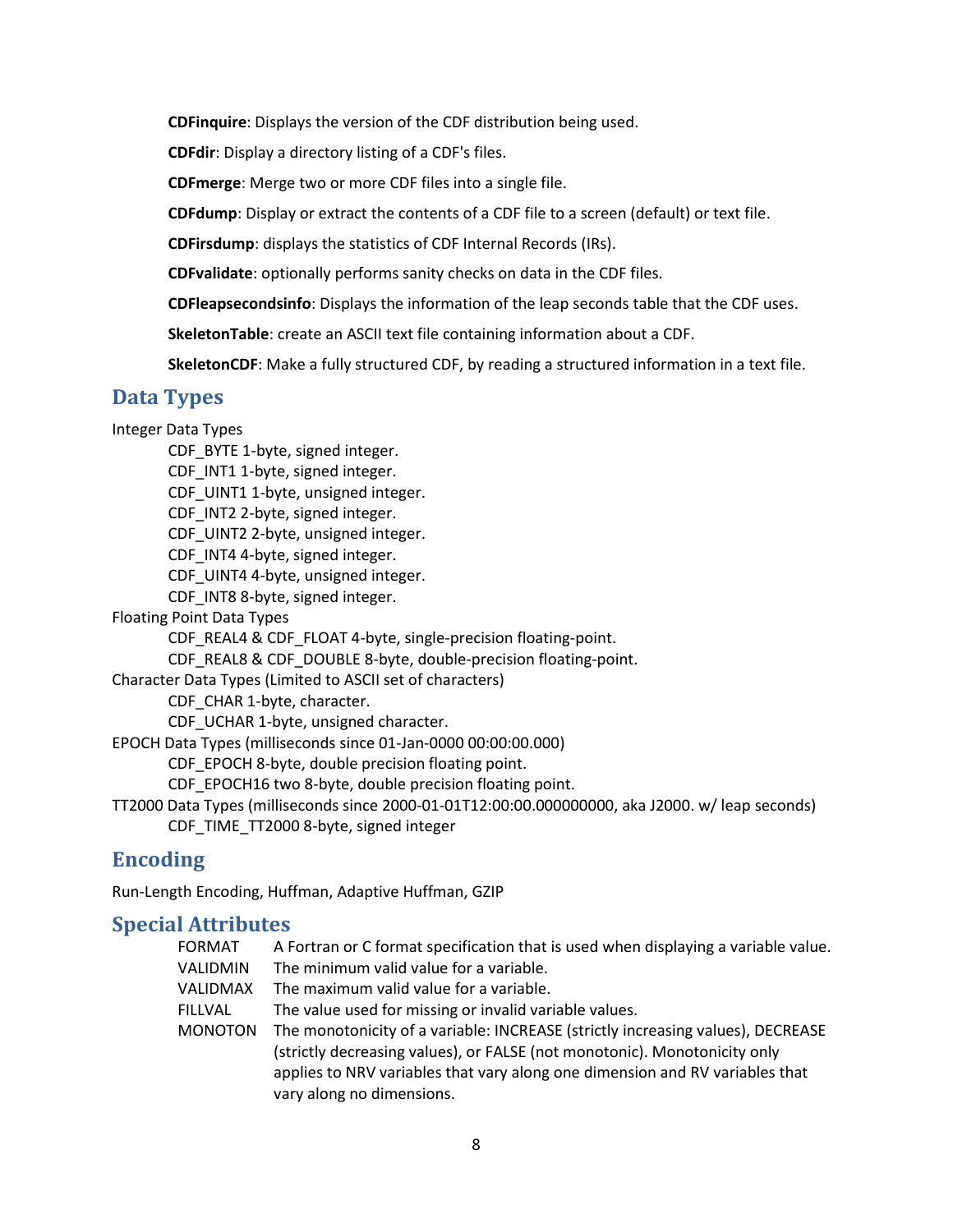**CDFinquire**: Displays the version of the CDF distribution being used.

**CDFdir**: Display a directory listing of a CDF's files.

**CDFmerge**: Merge two or more CDF files into a single file.

**CDFdump**: Display or extract the contents of a CDF file to a screen (default) or text file.

**CDFirsdump**: displays the statistics of CDF Internal Records (IRs).

**CDFvalidate**: optionally performs sanity checks on data in the CDF files.

**CDFleapsecondsinfo**: Displays the information of the leap seconds table that the CDF uses.

**SkeletonTable**: create an ASCII text file containing information about a CDF.

**SkeletonCDF**: Make a fully structured CDF, by reading a structured information in a text file.

## Data Types

Integer Data Types

- CDF_BYTE 1-byte, signed integer.
- CDF_INT1 1-byte, signed integer.
- CDF_UINT1 1-byte, unsigned integer.
- CDF_INT2 2-byte, signed integer.
- CDF_UINT2 2-byte, unsigned integer.
- CDF_INT4 4-byte, signed integer.
- CDF_UINT4 4-byte, unsigned integer.
- CDF_INT8 8-byte, signed integer.

Floating Point Data Types

- CDF_REAL4 & CDF_FLOAT 4-byte, single-precision floating-point.
- CDF_REAL8 & CDF_DOUBLE 8-byte, double-precision floating-point.

Character Data Types (Limited to ASCII set of characters)

- CDF_CHAR 1-byte, character.
- CDF_UCHAR 1-byte, unsigned character.

EPOCH Data Types (milliseconds since 01-Jan-0000 00:00:00.000)

- CDF_EPOCH 8-byte, double precision floating point.
- CDF_EPOCH16 two 8-byte, double precision floating point.

TT2000 Data Types (milliseconds since 2000-01-01T12:00:00.000000000, aka J2000. w/ leap seconds)

- CDF_TIME_TT2000 8-byte, signed integer

## Encoding

Run-Length Encoding, Huffman, Adaptive Huffman, GZIP

## Special Attributes

| | |
|---|---|
| FORMAT | A Fortran or C format specification that is used when displaying a variable value. |
| VALIDMIN | The minimum valid value for a variable. |
| VALIDMAX | The maximum valid value for a variable. |
| FILLVAL | The value used for missing or invalid variable values. |
| MONOTON | The monotonicity of a variable: INCREASE (strictly increasing values), DECREASE (strictly decreasing values), or FALSE (not monotonic). Monotonicity only applies to NRV variables that vary along one dimension and RV variables that vary along no dimensions. |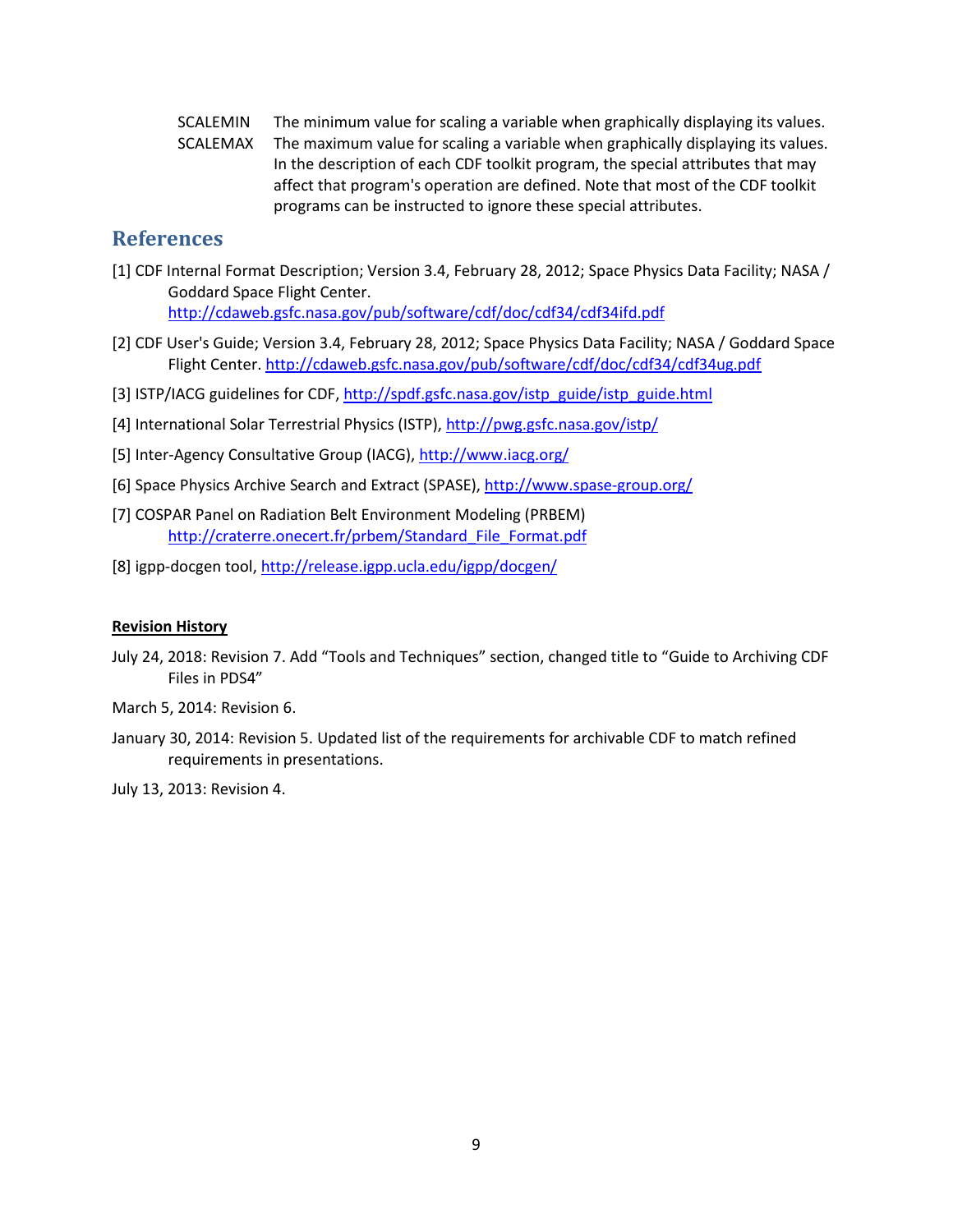SCALEMIN The minimum value for scaling a variable when graphically displaying its values.

SCALEMAX The maximum value for scaling a variable when graphically displaying its values. In the description of each CDF toolkit program, the special attributes that may affect that program's operation are defined. Note that most of the CDF toolkit programs can be instructed to ignore these special attributes.

## References

[1] CDF Internal Format Description; Version 3.4, February 28, 2012; Space Physics Data Facility; NASA / Goddard Space Flight Center. http://cdaweb.gsfc.nasa.gov/pub/software/cdf/doc/cdf34/cdf34ifd.pdf

[2] CDF User's Guide; Version 3.4, February 28, 2012; Space Physics Data Facility; NASA / Goddard Space Flight Center. http://cdaweb.gsfc.nasa.gov/pub/software/cdf/doc/cdf34/cdf34ug.pdf

[3] ISTP/IACG guidelines for CDF, http://spdf.gsfc.nasa.gov/istp_guide/istp_guide.html

[4] International Solar Terrestrial Physics (ISTP), http://pwg.gsfc.nasa.gov/istp/

[5] Inter-Agency Consultative Group (IACG), http://www.iacg.org/

[6] Space Physics Archive Search and Extract (SPASE), http://www.spase-group.org/

[7] COSPAR Panel on Radiation Belt Environment Modeling (PRBEM) http://craterre.onecert.fr/prbem/Standard_File_Format.pdf

[8] igpp-docgen tool, http://release.igpp.ucla.edu/igpp/docgen/

**Revision History**

July 24, 2018: Revision 7. Add "Tools and Techniques" section, changed title to "Guide to Archiving CDF Files in PDS4"

March 5, 2014: Revision 6.

January 30, 2014: Revision 5. Updated list of the requirements for archivable CDF to match refined requirements in presentations.

July 13, 2013: Revision 4.